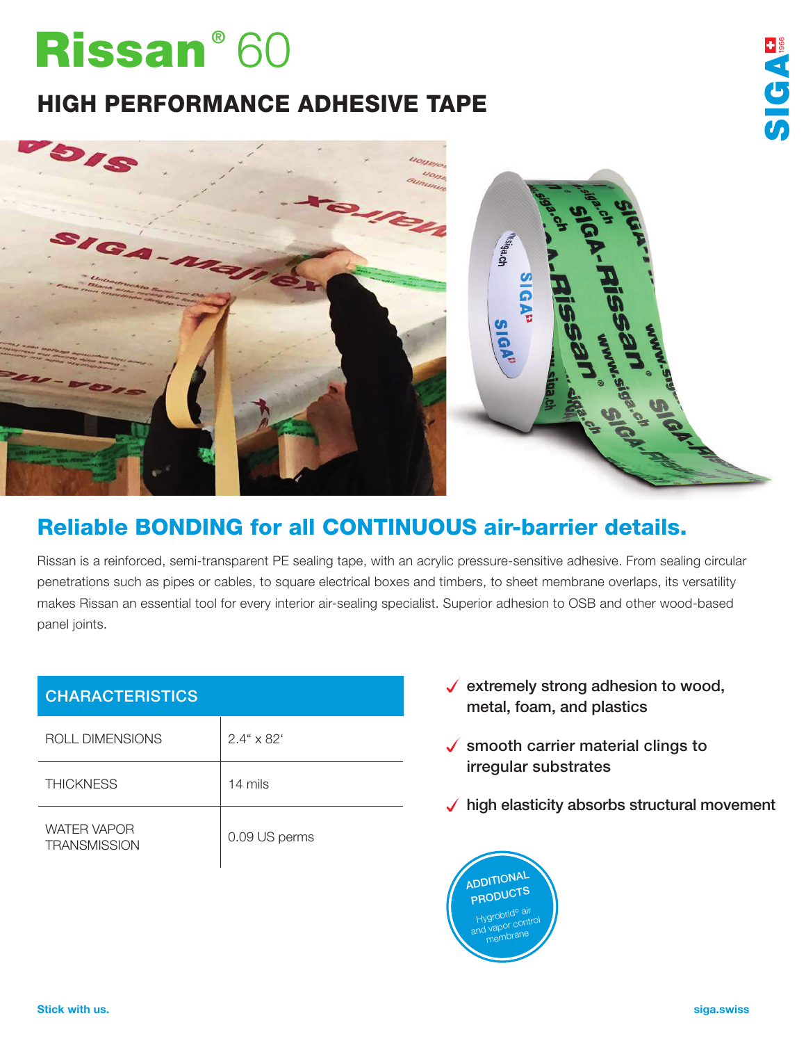# Rissan® 60

## HIGH PERFORMANCE ADHESIVE TAPE

## Reliable BONDING for all CONTINUOUS air-barrier details.

Rissan is a reinforced, semi-transparent PE sealing tape, with an acrylic pressure-sensitive adhesive. From sealing circular penetrations such as pipes or cables, to square electrical boxes and timbers, to sheet membrane overlaps, its versatility makes Rissan an essential tool for every interior air-sealing specialist. Superior adhesion to OSB and other wood-based panel joints.

| CHARACTERISTICS | |
|---|---|
| ROLL DIMENSIONS | 2.4" x 82' |
| THICKNESS | 14 mils |
| WATER VAPOR TRANSMISSION | 0.09 US perms |

- ✓ extremely strong adhesion to wood, metal, foam, and plastics
- ✓ smooth carrier material clings to irregular substrates
- ✓ high elasticity absorbs structural movement

ADDITIONAL PRODUCTS

Hygrobrid® air and vapor control membrane

Stick with us.

siga.swiss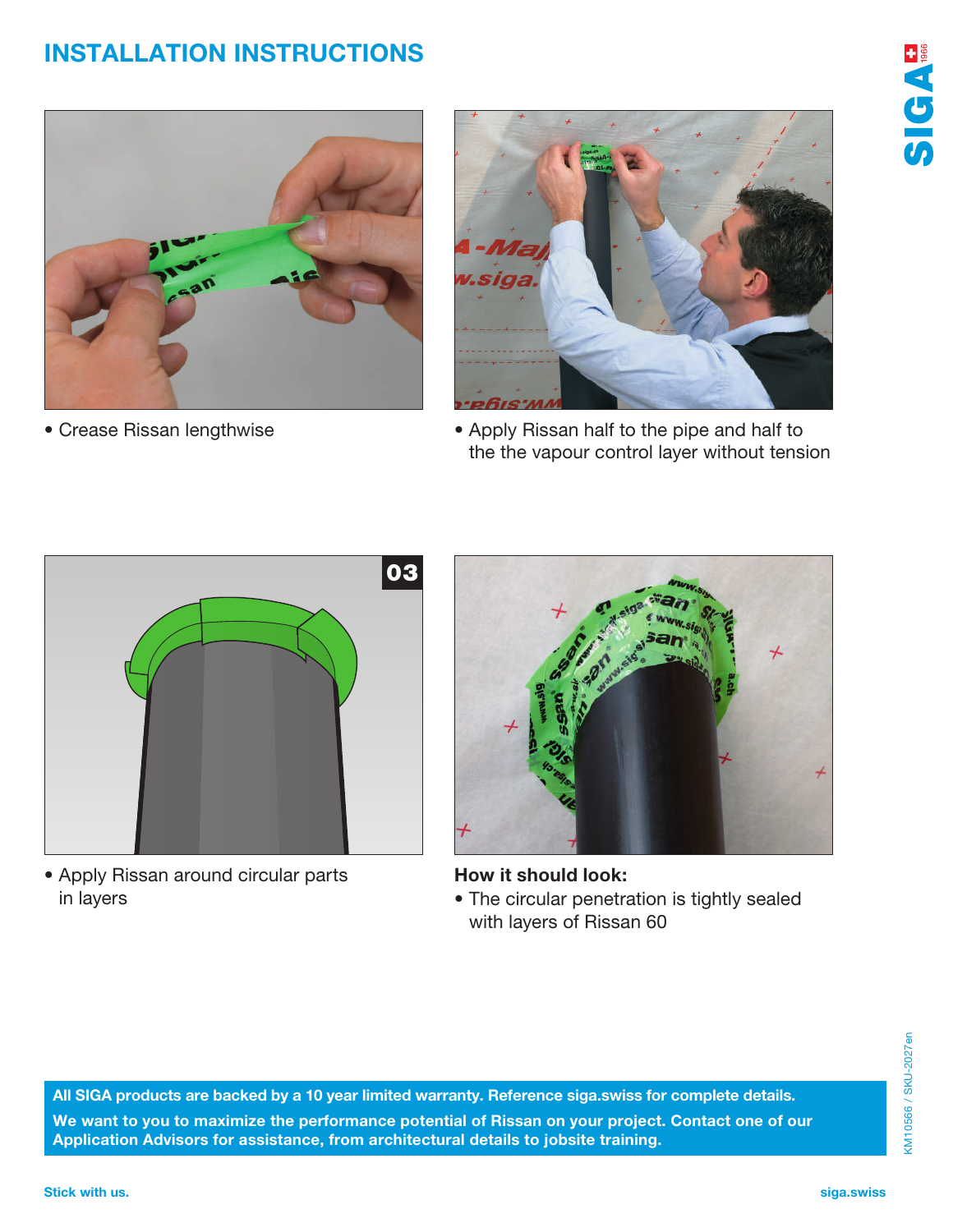# INSTALLATION INSTRUCTIONS

- Crease Rissan lengthwise

- Apply Rissan half to the pipe and half to the the vapour control layer without tension

- Apply Rissan around circular parts in layers

**How it should look:**

- The circular penetration is tightly sealed with layers of Rissan 60

**All SIGA products are backed by a 10 year limited warranty. Reference siga.swiss for complete details.**

**We want to you to maximize the performance potential of Rissan on your project. Contact one of our Application Advisors for assistance, from architectural details to jobsite training.**

KM10566 / SKU-2027en

**Stick with us.**

**siga.swiss**